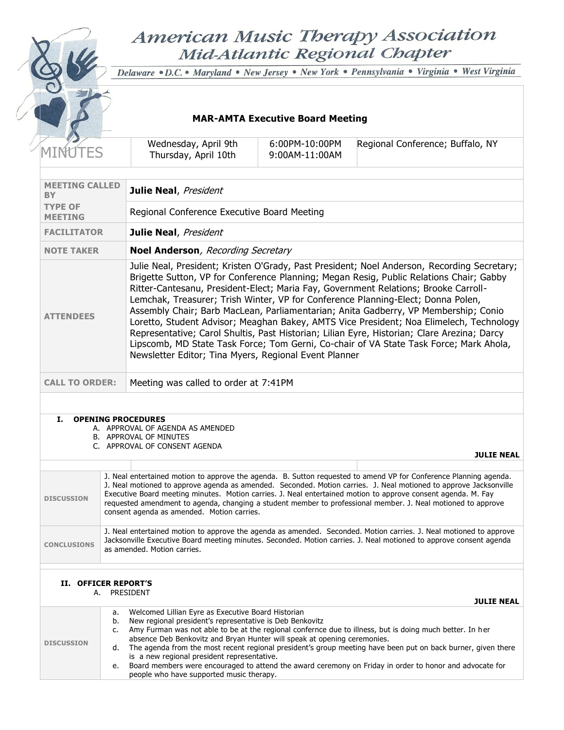# American Music Therapy Association
## Mid-Atlantic Regional Chapter

Delaware • D.C. • Maryland • New Jersey • New York • Pennsylvania • Virginia • West Virginia

### MAR-AMTA Executive Board Meeting

| MINUTES | Wednesday, April 9th<br>Thursday, April 10th | 6:00PM-10:00PM<br>9:00AM-11:00AM | Regional Conference; Buffalo, NY |
|---|---|---|---|

| | |
|---|---|
| **MEETING CALLED BY** | **Julie Neal**, *President* |
| **TYPE OF MEETING** | Regional Conference Executive Board Meeting |
| **FACILITATOR** | **Julie Neal**, *President* |
| **NOTE TAKER** | **Noel Anderson**, *Recording Secretary* |
| **ATTENDEES** | Julie Neal, President; Kristen O'Grady, Past President; Noel Anderson, Recording Secretary; Brigette Sutton, VP for Conference Planning; Megan Resig, Public Relations Chair; Gabby Ritter-Cantesanu, President-Elect; Maria Fay, Government Relations; Brooke Carroll-Lemchak, Treasurer; Trish Winter, VP for Conference Planning-Elect; Donna Polen, Assembly Chair; Barb MacLean, Parliamentarian; Anita Gadberry, VP Membership; Conio Loretto, Student Advisor; Meaghan Bakey, AMTS Vice President; Noa Elimelech, Technology Representative; Carol Shultis, Past Historian; Lilian Eyre, Historian; Clare Arezina; Darcy Lipscomb, MD State Task Force; Tom Gerni, Co-chair of VA State Task Force; Mark Ahola, Newsletter Editor; Tina Myers, Regional Event Planner |
| **CALL TO ORDER:** | Meeting was called to order at 7:41PM |

## I. OPENING PROCEDURES

A. APPROVAL OF AGENDA AS AMENDED
B. APPROVAL OF MINUTES
C. APPROVAL OF CONSENT AGENDA

**JULIE NEAL**

| | |
|---|---|
| **DISCUSSION** | J. Neal entertained motion to approve the agenda. B. Sutton requested to amend VP for Conference Planning agenda. J. Neal motioned to approve agenda as amended. Seconded. Motion carries. J. Neal motioned to approve Jacksonville Executive Board meeting minutes. Motion carries. J. Neal entertained motion to approve consent agenda. M. Fay requested amendment to agenda, changing a student member to professional member. J. Neal motioned to approve consent agenda as amended. Motion carries. |
| **CONCLUSIONS** | J. Neal entertained motion to approve the agenda as amended. Seconded. Motion carries. J. Neal motioned to approve Jacksonville Executive Board meeting minutes. Seconded. Motion carries. J. Neal motioned to approve consent agenda as amended. Motion carries. |

## II. OFFICER REPORT'S

A. PRESIDENT

**JULIE NEAL**

| | |
|---|---|
| **DISCUSSION** | a. Welcomed Lillian Eyre as Executive Board Historian<br>b. New regional president's representative is Deb Benkovitz<br>c. Amy Furman was not able to be at the regional confernce due to illness, but is doing much better. In her absence Deb Benkovitz and Bryan Hunter will speak at opening ceremonies.<br>d. The agenda from the most recent regional president's group meeting have been put on back burner, given there is a new regional president representative.<br>e. Board members were encouraged to attend the award ceremony on Friday in order to honor and advocate for people who have supported music therapy. |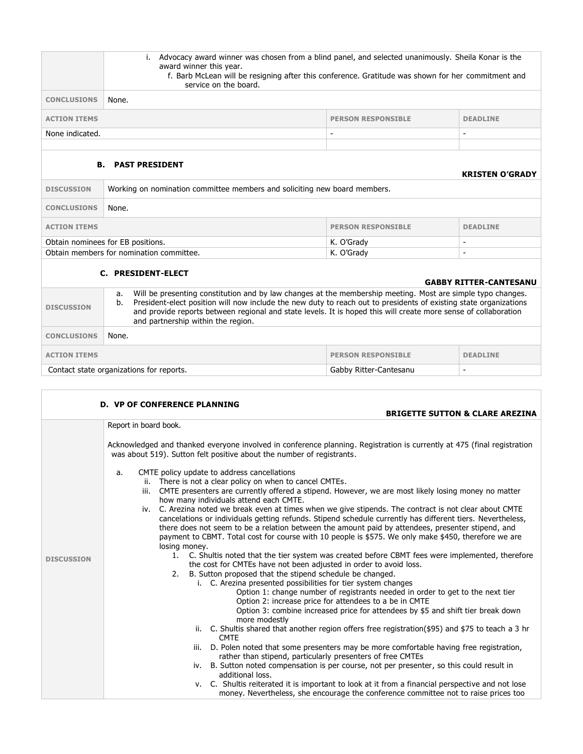| | i. Advocacy award winner was chosen from a blind panel, and selected unanimously. Sheila Konar is the award winner this year.<br>f. Barb McLean will be resigning after this conference. Gratitude was shown for her commitment and service on the board. | | |
|---|---|---|---|
| **CONCLUSIONS** | None. | | |
| **ACTION ITEMS** | | **PERSON RESPONSIBLE** | **DEADLINE** |
| None indicated. | | - | - |

### B. PAST PRESIDENT

**KRISTEN O'GRADY**

| **DISCUSSION** | Working on nomination committee members and soliciting new board members. | | |
|---|---|---|---|
| **CONCLUSIONS** | None. | | |
| **ACTION ITEMS** | | **PERSON RESPONSIBLE** | **DEADLINE** |
| Obtain nominees for EB positions. | | K. O'Grady | - |
| Obtain members for nomination committee. | | K. O'Grady | - |

### C. PRESIDENT-ELECT

**GABBY RITTER-CANTESANU**

| **DISCUSSION** | a. Will be presenting constitution and by law changes at the membership meeting. Most are simple typo changes.<br>b. President-elect position will now include the new duty to reach out to presidents of existing state organizations and provide reports between regional and state levels. It is hoped this will create more sense of collaboration and partnership within the region. | | |
|---|---|---|---|
| **CONCLUSIONS** | None. | | |
| **ACTION ITEMS** | | **PERSON RESPONSIBLE** | **DEADLINE** |
| Contact state organizations for reports. | | Gabby Ritter-Cantesanu | - |

### D. VP OF CONFERENCE PLANNING

**BRIGETTE SUTTON & CLARE AREZINA**

**DISCUSSION**

Report in board book.

Acknowledged and thanked everyone involved in conference planning. Registration is currently at 475 (final registration was about 519). Sutton felt positive about the number of registrants.

a. CMTE policy update to address cancellations
   - ii. There is not a clear policy on when to cancel CMTEs.
   - iii. CMTE presenters are currently offered a stipend. However, we are most likely losing money no matter how many individuals attend each CMTE.
   - iv. C. Arezina noted we break even at times when we give stipends. The contract is not clear about CMTE cancelations or individuals getting refunds. Stipend schedule currently has different tiers. Nevertheless, there does not seem to be a relation between the amount paid by attendees, presenter stipend, and payment to CBMT. Total cost for course with 10 people is $575. We only make $450, therefore we are losing money.
     1. C. Shultis noted that the tier system was created before CBMT fees were implemented, therefore the cost for CMTEs have not been adjusted in order to avoid loss.
     2. B. Sutton proposed that the stipend schedule be changed.
        - i. C. Arezina presented possibilities for tier system changes
          - Option 1: change number of registrants needed in order to get to the next tier
          - Option 2: increase price for attendees to a be in CMTE
          - Option 3: combine increased price for attendees by $5 and shift tier break down more modestly
        - ii. C. Shultis shared that another region offers free registration($95) and $75 to teach a 3 hr CMTE
        - iii. D. Polen noted that some presenters may be more comfortable having free registration, rather than stipend, particularly presenters of free CMTEs
        - iv. B. Sutton noted compensation is per course, not per presenter, so this could result in additional loss.
        - v. C. Shultis reiterated it is important to look at it from a financial perspective and not lose money. Nevertheless, she encourage the conference committee not to raise prices too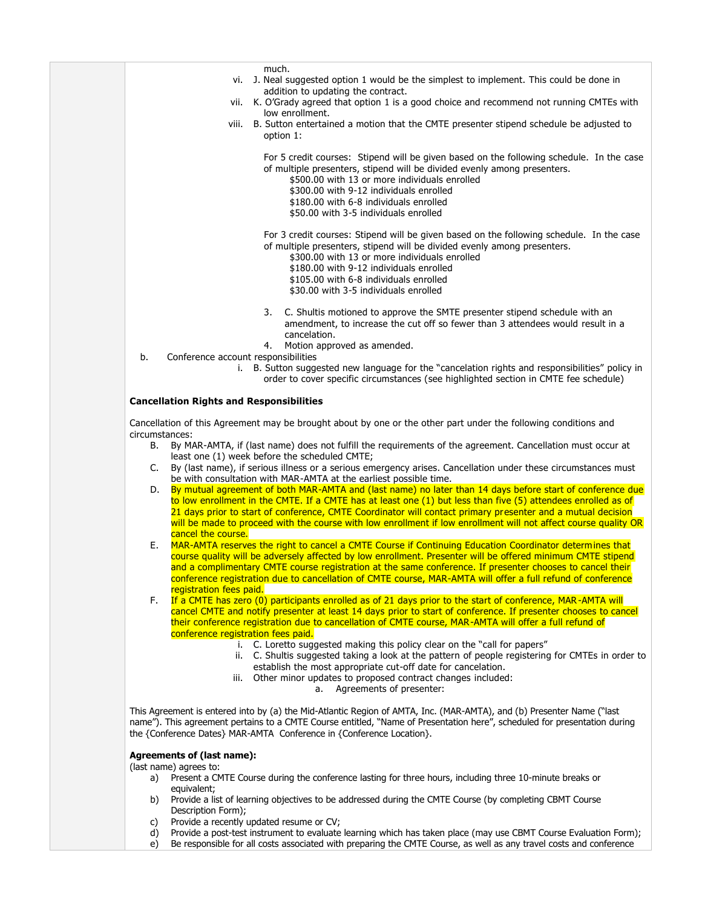much.

vi. J. Neal suggested option 1 would be the simplest to implement. This could be done in addition to updating the contract.

vii. K. O'Grady agreed that option 1 is a good choice and recommend not running CMTEs with low enrollment.

viii. B. Sutton entertained a motion that the CMTE presenter stipend schedule be adjusted to option 1:

For 5 credit courses: Stipend will be given based on the following schedule. In the case of multiple presenters, stipend will be divided evenly among presenters.

- $500.00 with 13 or more individuals enrolled
- $300.00 with 9-12 individuals enrolled
- $180.00 with 6-8 individuals enrolled
- $50.00 with 3-5 individuals enrolled

For 3 credit courses: Stipend will be given based on the following schedule. In the case of multiple presenters, stipend will be divided evenly among presenters.

- $300.00 with 13 or more individuals enrolled
- $180.00 with 9-12 individuals enrolled
- $105.00 with 6-8 individuals enrolled
- $30.00 with 3-5 individuals enrolled

3. C. Shultis motioned to approve the SMTE presenter stipend schedule with an amendment, to increase the cut off so fewer than 3 attendees would result in a cancelation.
4. Motion approved as amended.

b. Conference account responsibilities

i. B. Sutton suggested new language for the "cancelation rights and responsibilities" policy in order to cover specific circumstances (see highlighted section in CMTE fee schedule)

**Cancellation Rights and Responsibilities**

Cancellation of this Agreement may be brought about by one or the other part under the following conditions and circumstances:

B. By MAR-AMTA, if (last name) does not fulfill the requirements of the agreement. Cancellation must occur at least one (1) week before the scheduled CMTE;

C. By (last name), if serious illness or a serious emergency arises. Cancellation under these circumstances must be with consultation with MAR-AMTA at the earliest possible time.

D. By mutual agreement of both MAR-AMTA and (last name) no later than 14 days before start of conference due to low enrollment in the CMTE. If a CMTE has at least one (1) but less than five (5) attendees enrolled as of 21 days prior to start of conference, CMTE Coordinator will contact primary presenter and a mutual decision will be made to proceed with the course with low enrollment if low enrollment will not affect course quality OR cancel the course.

E. MAR-AMTA reserves the right to cancel a CMTE Course if Continuing Education Coordinator determines that course quality will be adversely affected by low enrollment. Presenter will be offered minimum CMTE stipend and a complimentary CMTE course registration at the same conference. If presenter chooses to cancel their conference registration due to cancellation of CMTE course, MAR-AMTA will offer a full refund of conference registration fees paid.

F. If a CMTE has zero (0) participants enrolled as of 21 days prior to the start of conference, MAR-AMTA will cancel CMTE and notify presenter at least 14 days prior to start of conference. If presenter chooses to cancel their conference registration due to cancellation of CMTE course, MAR-AMTA will offer a full refund of conference registration fees paid.

i. C. Loretto suggested making this policy clear on the "call for papers"

ii. C. Shultis suggested taking a look at the pattern of people registering for CMTEs in order to establish the most appropriate cut-off date for cancelation.

iii. Other minor updates to proposed contract changes included:

a. Agreements of presenter:

This Agreement is entered into by (a) the Mid-Atlantic Region of AMTA, Inc. (MAR-AMTA), and (b) Presenter Name ("last name"). This agreement pertains to a CMTE Course entitled, "Name of Presentation here", scheduled for presentation during the {Conference Dates} MAR-AMTA Conference in {Conference Location}.

**Agreements of (last name):**

(last name) agrees to:

a) Present a CMTE Course during the conference lasting for three hours, including three 10-minute breaks or equivalent;

b) Provide a list of learning objectives to be addressed during the CMTE Course (by completing CBMT Course Description Form);

c) Provide a recently updated resume or CV;

d) Provide a post-test instrument to evaluate learning which has taken place (may use CBMT Course Evaluation Form);

e) Be responsible for all costs associated with preparing the CMTE Course, as well as any travel costs and conference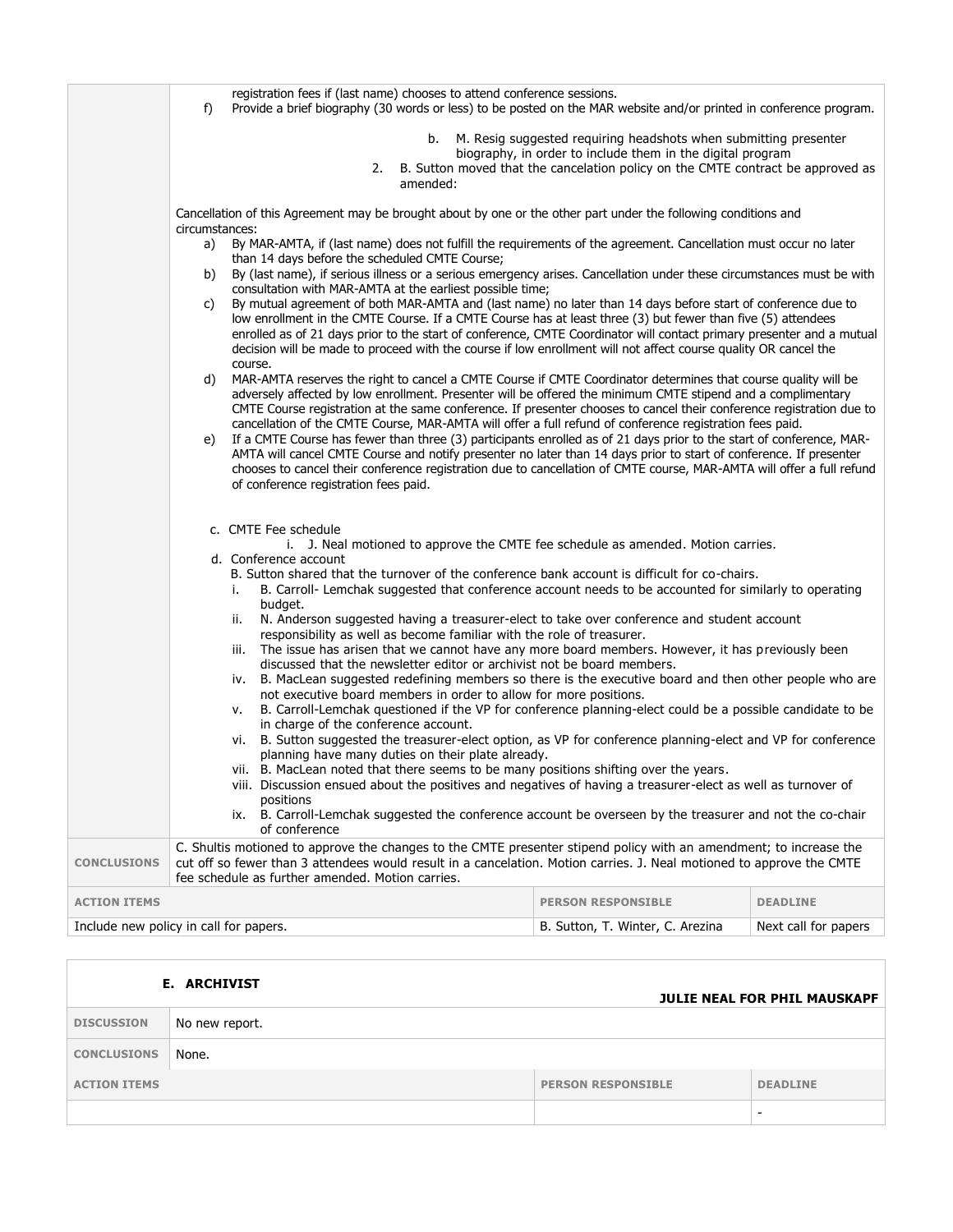registration fees if (last name) chooses to attend conference sessions.

f) Provide a brief biography (30 words or less) to be posted on the MAR website and/or printed in conference program.

b. M. Resig suggested requiring headshots when submitting presenter biography, in order to include them in the digital program

2. B. Sutton moved that the cancelation policy on the CMTE contract be approved as amended:

Cancellation of this Agreement may be brought about by one or the other part under the following conditions and circumstances:

a) By MAR-AMTA, if (last name) does not fulfill the requirements of the agreement. Cancellation must occur no later than 14 days before the scheduled CMTE Course;
b) By (last name), if serious illness or a serious emergency arises. Cancellation under these circumstances must be with consultation with MAR-AMTA at the earliest possible time;
c) By mutual agreement of both MAR-AMTA and (last name) no later than 14 days before start of conference due to low enrollment in the CMTE Course. If a CMTE Course has at least three (3) but fewer than five (5) attendees enrolled as of 21 days prior to the start of conference, CMTE Coordinator will contact primary presenter and a mutual decision will be made to proceed with the course if low enrollment will not affect course quality OR cancel the course.
d) MAR-AMTA reserves the right to cancel a CMTE Course if CMTE Coordinator determines that course quality will be adversely affected by low enrollment. Presenter will be offered the minimum CMTE stipend and a complimentary CMTE Course registration at the same conference. If presenter chooses to cancel their conference registration due to cancellation of the CMTE Course, MAR-AMTA will offer a full refund of conference registration fees paid.
e) If a CMTE Course has fewer than three (3) participants enrolled as of 21 days prior to the start of conference, MAR-AMTA will cancel CMTE Course and notify presenter no later than 14 days prior to start of conference. If presenter chooses to cancel their conference registration due to cancellation of CMTE course, MAR-AMTA will offer a full refund of conference registration fees paid.

c. CMTE Fee schedule
   i. J. Neal motioned to approve the CMTE fee schedule as amended. Motion carries.

d. Conference account

B. Sutton shared that the turnover of the conference bank account is difficult for co-chairs.

i. B. Carroll- Lemchak suggested that conference account needs to be accounted for similarly to operating budget.
ii. N. Anderson suggested having a treasurer-elect to take over conference and student account responsibility as well as become familiar with the role of treasurer.
iii. The issue has arisen that we cannot have any more board members. However, it has previously been discussed that the newsletter editor or archivist not be board members.
iv. B. MacLean suggested redefining members so there is the executive board and then other people who are not executive board members in order to allow for more positions.
v. B. Carroll-Lemchak questioned if the VP for conference planning-elect could be a possible candidate to be in charge of the conference account.
vi. B. Sutton suggested the treasurer-elect option, as VP for conference planning-elect and VP for conference planning have many duties on their plate already.
vii. B. MacLean noted that there seems to be many positions shifting over the years.
viii. Discussion ensued about the positives and negatives of having a treasurer-elect as well as turnover of positions
ix. B. Carroll-Lemchak suggested the conference account be overseen by the treasurer and not the co-chair of conference

**CONCLUSIONS**

C. Shultis motioned to approve the changes to the CMTE presenter stipend policy with an amendment; to increase the cut off so fewer than 3 attendees would result in a cancelation. Motion carries. J. Neal motioned to approve the CMTE fee schedule as further amended. Motion carries.

| ACTION ITEMS | PERSON RESPONSIBLE | DEADLINE |
| --- | --- | --- |
| Include new policy in call for papers. | B. Sutton, T. Winter, C. Arezina | Next call for papers |

## E. ARCHIVIST

**JULIE NEAL FOR PHIL MAUSKAPF**

| | |
| --- | --- |
| **DISCUSSION** | No new report. |
| **CONCLUSIONS** | None. |

| ACTION ITEMS | PERSON RESPONSIBLE | DEADLINE |
| --- | --- | --- |
| | | - |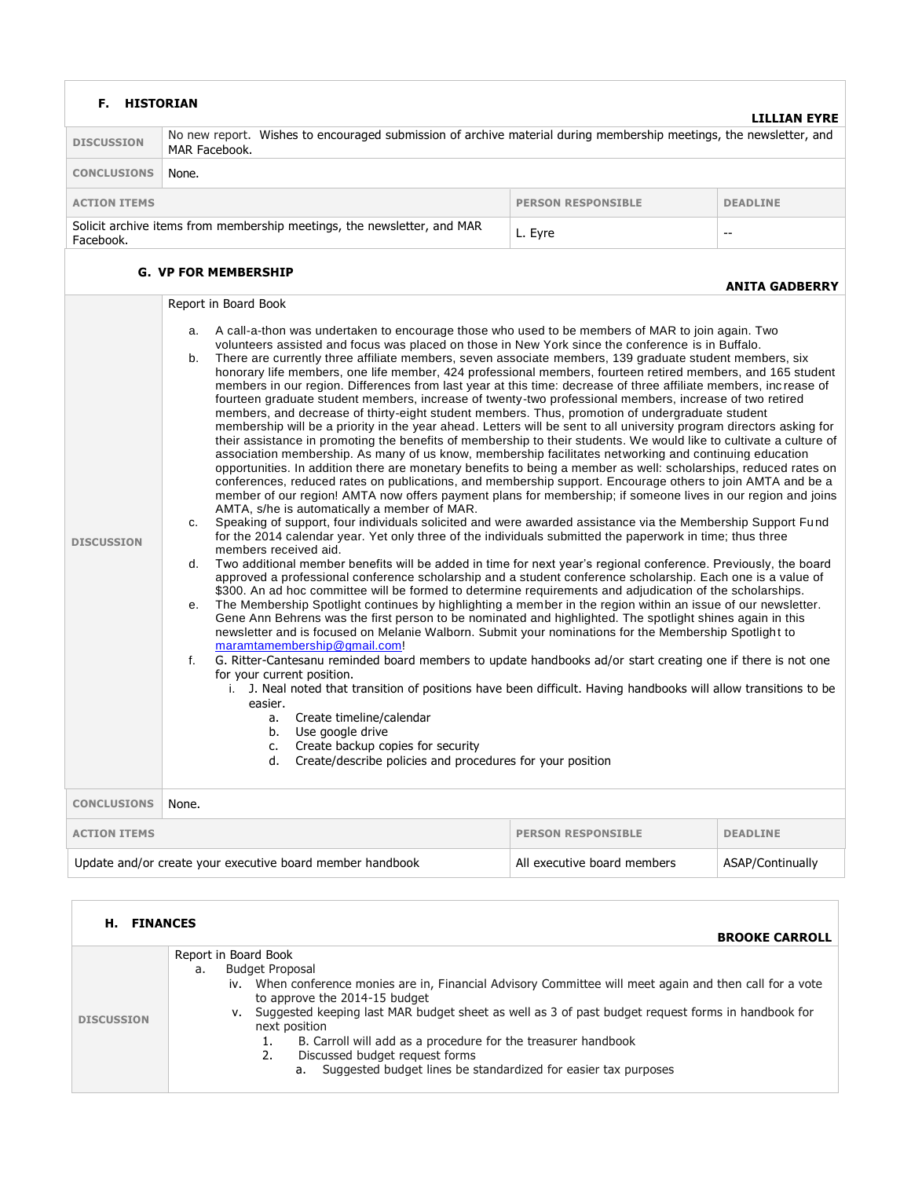### F. HISTORIAN

**LILLIAN EYRE**

| | |
|---|---|
| **DISCUSSION** | No new report. Wishes to encouraged submission of archive material during membership meetings, the newsletter, and MAR Facebook. |
| **CONCLUSIONS** | None. |

| ACTION ITEMS | PERSON RESPONSIBLE | DEADLINE |
|---|---|---|
| Solicit archive items from membership meetings, the newsletter, and MAR Facebook. | L. Eyre | -- |

### G. VP FOR MEMBERSHIP

**ANITA GADBERRY**

**DISCUSSION**

Report in Board Book

a. A call-a-thon was undertaken to encourage those who used to be members of MAR to join again. Two volunteers assisted and focus was placed on those in New York since the conference is in Buffalo.

b. There are currently three affiliate members, seven associate members, 139 graduate student members, six honorary life members, one life member, 424 professional members, fourteen retired members, and 165 student members in our region. Differences from last year at this time: decrease of three affiliate members, increase of fourteen graduate student members, increase of twenty-two professional members, increase of two retired members, and decrease of thirty-eight student members. Thus, promotion of undergraduate student membership will be a priority in the year ahead. Letters will be sent to all university program directors asking for their assistance in promoting the benefits of membership to their students. We would like to cultivate a culture of association membership. As many of us know, membership facilitates networking and continuing education opportunities. In addition there are monetary benefits to being a member as well: scholarships, reduced rates on conferences, reduced rates on publications, and membership support. Encourage others to join AMTA and be a member of our region! AMTA now offers payment plans for membership; if someone lives in our region and joins AMTA, s/he is automatically a member of MAR.

c. Speaking of support, four individuals solicited and were awarded assistance via the Membership Support Fund for the 2014 calendar year. Yet only three of the individuals submitted the paperwork in time; thus three members received aid.

d. Two additional member benefits will be added in time for next year's regional conference. Previously, the board approved a professional conference scholarship and a student conference scholarship. Each one is a value of $300. An ad hoc committee will be formed to determine requirements and adjudication of the scholarships.

e. The Membership Spotlight continues by highlighting a member in the region within an issue of our newsletter. Gene Ann Behrens was the first person to be nominated and highlighted. The spotlight shines again in this newsletter and is focused on Melanie Walborn. Submit your nominations for the Membership Spotlight to maramtamembership@gmail.com!

f. G. Ritter-Cantesanu reminded board members to update handbooks ad/or start creating one if there is not one for your current position.
   i. J. Neal noted that transition of positions have been difficult. Having handbooks will allow transitions to be easier.
      a. Create timeline/calendar
      b. Use google drive
      c. Create backup copies for security
      d. Create/describe policies and procedures for your position

**CONCLUSIONS** None.

| ACTION ITEMS | PERSON RESPONSIBLE | DEADLINE |
|---|---|---|
| Update and/or create your executive board member handbook | All executive board members | ASAP/Continually |

### H. FINANCES

**BROOKE CARROLL**

**DISCUSSION**

Report in Board Book

a. Budget Proposal
   iv. When conference monies are in, Financial Advisory Committee will meet again and then call for a vote to approve the 2014-15 budget
   v. Suggested keeping last MAR budget sheet as well as 3 of past budget request forms in handbook for next position
      1. B. Carroll will add as a procedure for the treasurer handbook
      2. Discussed budget request forms
         a. Suggested budget lines be standardized for easier tax purposes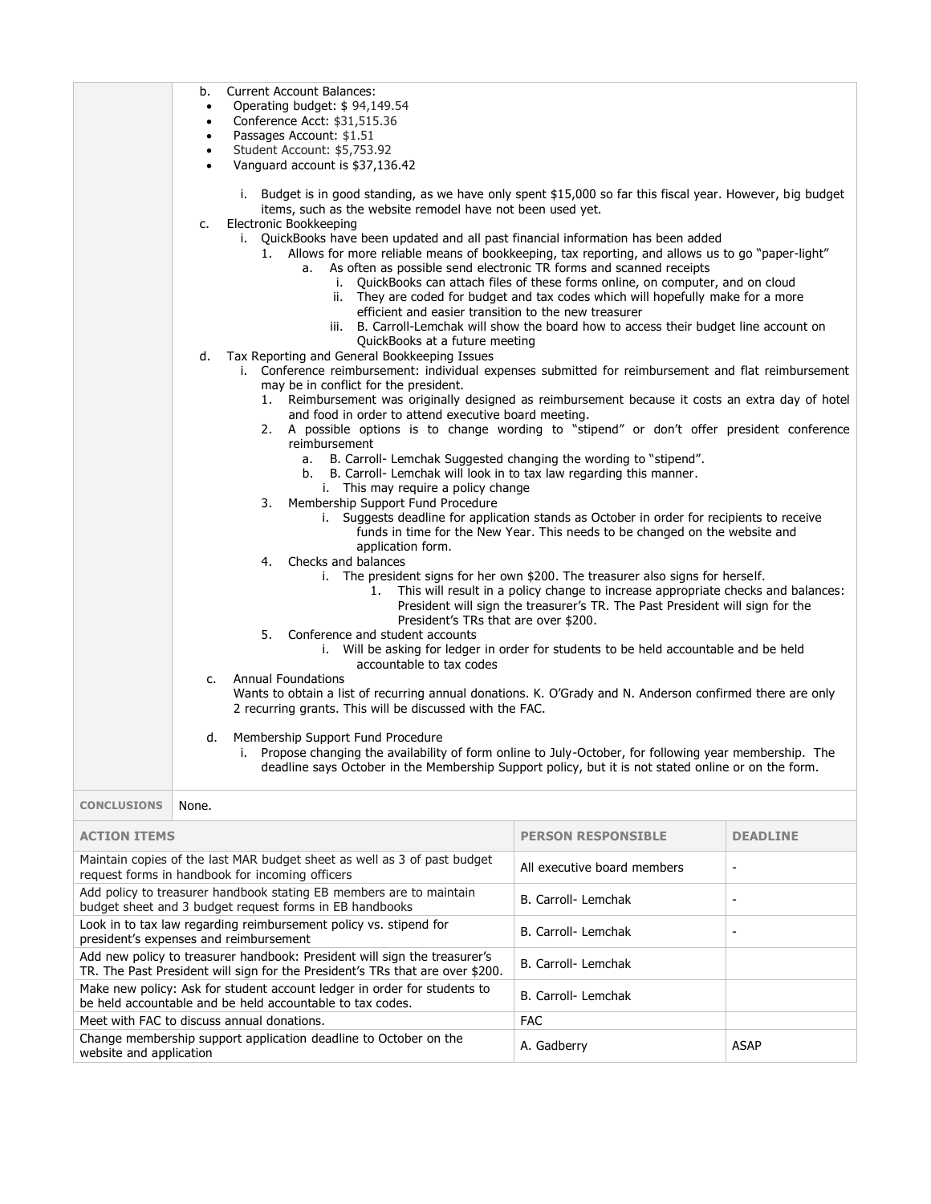b. Current Account Balances:

- Operating budget: $ 94,149.54
- Conference Acct: $31,515.36
- Passages Account: $1.51
- Student Account: $5,753.92
- Vanguard account is $37,136.42

   i. Budget is in good standing, as we have only spent $15,000 so far this fiscal year. However, big budget items, such as the website remodel have not been used yet.

c. Electronic Bookkeeping

   i. QuickBooks have been updated and all past financial information has been added

      1. Allows for more reliable means of bookkeeping, tax reporting, and allows us to go "paper-light"

         a. As often as possible send electronic TR forms and scanned receipts

            i. QuickBooks can attach files of these forms online, on computer, and on cloud

            ii. They are coded for budget and tax codes which will hopefully make for a more efficient and easier transition to the new treasurer

            iii. B. Carroll-Lemchak will show the board how to access their budget line account on QuickBooks at a future meeting

d. Tax Reporting and General Bookkeeping Issues

   i. Conference reimbursement: individual expenses submitted for reimbursement and flat reimbursement may be in conflict for the president.

      1. Reimbursement was originally designed as reimbursement because it costs an extra day of hotel and food in order to attend executive board meeting.

      2. A possible options is to change wording to "stipend" or don't offer president conference reimbursement

         a. B. Carroll- Lemchak Suggested changing the wording to "stipend".

         b. B. Carroll- Lemchak will look in to tax law regarding this manner.

            i. This may require a policy change

      3. Membership Support Fund Procedure

         i. Suggests deadline for application stands as October in order for recipients to receive funds in time for the New Year. This needs to be changed on the website and application form.

      4. Checks and balances

         i. The president signs for her own $200. The treasurer also signs for herself.

            1. This will result in a policy change to increase appropriate checks and balances: President will sign the treasurer's TR. The Past President will sign for the President's TRs that are over $200.

      5. Conference and student accounts

         i. Will be asking for ledger in order for students to be held accountable and be held accountable to tax codes

c. Annual Foundations

Wants to obtain a list of recurring annual donations. K. O'Grady and N. Anderson confirmed there are only 2 recurring grants. This will be discussed with the FAC.

d. Membership Support Fund Procedure

   i. Propose changing the availability of form online to July-October, for following year membership. The deadline says October in the Membership Support policy, but it is not stated online or on the form.

| CONCLUSIONS | None. |
|---|---|

| ACTION ITEMS | PERSON RESPONSIBLE | DEADLINE |
|---|---|---|
| Maintain copies of the last MAR budget sheet as well as 3 of past budget request forms in handbook for incoming officers | All executive board members | - |
| Add policy to treasurer handbook stating EB members are to maintain budget sheet and 3 budget request forms in EB handbooks | B. Carroll- Lemchak | - |
| Look in to tax law regarding reimbursement policy vs. stipend for president's expenses and reimbursement | B. Carroll- Lemchak | - |
| Add new policy to treasurer handbook: President will sign the treasurer's TR. The Past President will sign for the President's TRs that are over $200. | B. Carroll- Lemchak | |
| Make new policy: Ask for student account ledger in order for students to be held accountable and be held accountable to tax codes. | B. Carroll- Lemchak | |
| Meet with FAC to discuss annual donations. | FAC | |
| Change membership support application deadline to October on the website and application | A. Gadberry | ASAP |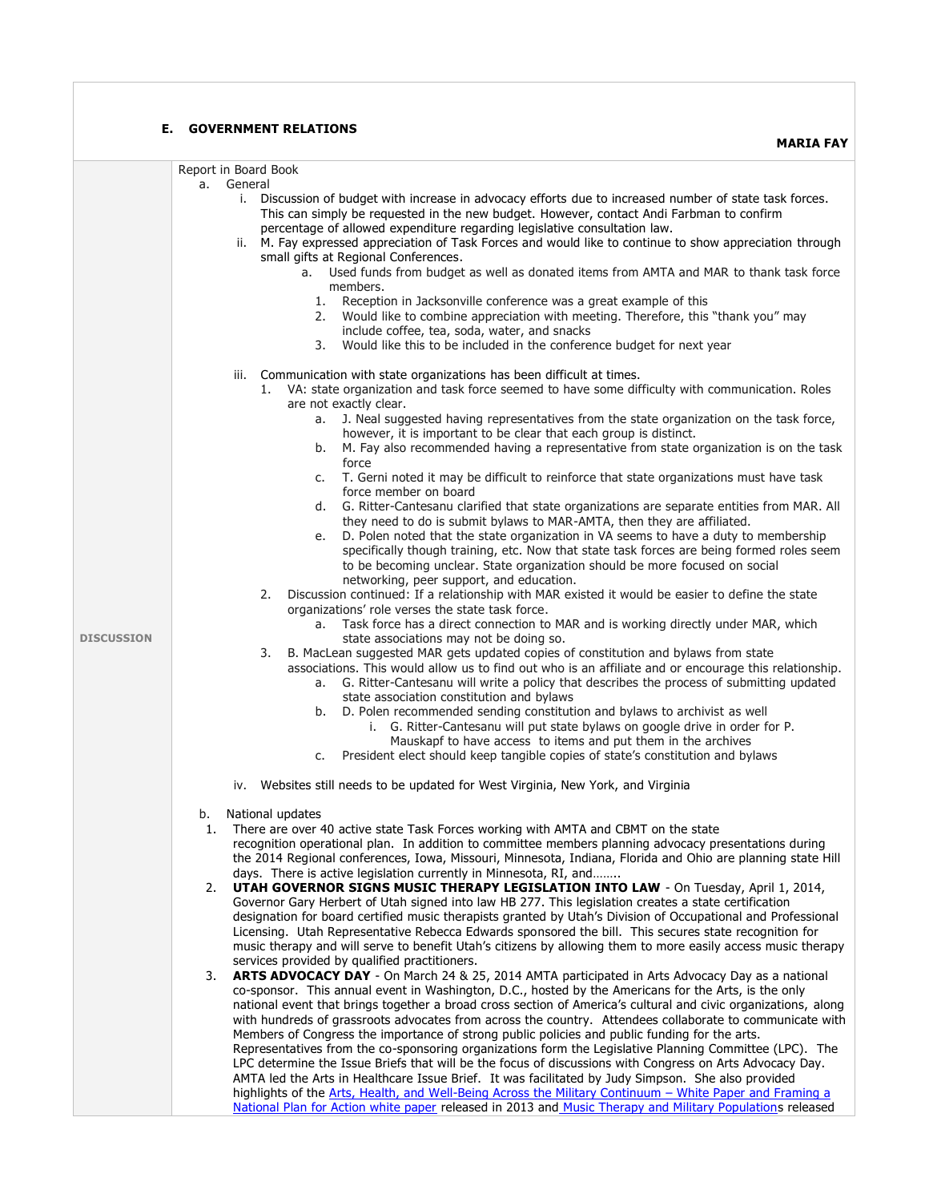## E. GOVERNMENT RELATIONS

**MARIA FAY**

**DISCUSSION**

Report in Board Book

a. General

   i. Discussion of budget with increase in advocacy efforts due to increased number of state task forces. This can simply be requested in the new budget. However, contact Andi Farbman to confirm percentage of allowed expenditure regarding legislative consultation law.

   ii. M. Fay expressed appreciation of Task Forces and would like to continue to show appreciation through small gifts at Regional Conferences.

      a. Used funds from budget as well as donated items from AMTA and MAR to thank task force members.

         1. Reception in Jacksonville conference was a great example of this
         2. Would like to combine appreciation with meeting. Therefore, this "thank you" may include coffee, tea, soda, water, and snacks
         3. Would like this to be included in the conference budget for next year

   iii. Communication with state organizations has been difficult at times.

      1. VA: state organization and task force seemed to have some difficulty with communication. Roles are not exactly clear.

         a. J. Neal suggested having representatives from the state organization on the task force, however, it is important to be clear that each group is distinct.
         b. M. Fay also recommended having a representative from state organization is on the task force
         c. T. Gerni noted it may be difficult to reinforce that state organizations must have task force member on board
         d. G. Ritter-Cantesanu clarified that state organizations are separate entities from MAR. All they need to do is submit bylaws to MAR-AMTA, then they are affiliated.
         e. D. Polen noted that the state organization in VA seems to have a duty to membership specifically though training, etc. Now that state task forces are being formed roles seem to be becoming unclear. State organization should be more focused on social networking, peer support, and education.

      2. Discussion continued: If a relationship with MAR existed it would be easier to define the state organizations' role verses the state task force.

         a. Task force has a direct connection to MAR and is working directly under MAR, which state associations may not be doing so.

      3. B. MacLean suggested MAR gets updated copies of constitution and bylaws from state associations. This would allow us to find out who is an affiliate and or encourage this relationship.

         a. G. Ritter-Cantesanu will write a policy that describes the process of submitting updated state association constitution and bylaws
         b. D. Polen recommended sending constitution and bylaws to archivist as well
            i. G. Ritter-Cantesanu will put state bylaws on google drive in order for P. Mauskapf to have access to items and put them in the archives
         c. President elect should keep tangible copies of state's constitution and bylaws

   iv. Websites still needs to be updated for West Virginia, New York, and Virginia

b. National updates

1. There are over 40 active state Task Forces working with AMTA and CBMT on the state recognition operational plan. In addition to committee members planning advocacy presentations during the 2014 Regional conferences, Iowa, Missouri, Minnesota, Indiana, Florida and Ohio are planning state Hill days. There is active legislation currently in Minnesota, RI, and……..

2. **UTAH GOVERNOR SIGNS MUSIC THERAPY LEGISLATION INTO LAW** - On Tuesday, April 1, 2014, Governor Gary Herbert of Utah signed into law HB 277. This legislation creates a state certification designation for board certified music therapists granted by Utah's Division of Occupational and Professional Licensing. Utah Representative Rebecca Edwards sponsored the bill. This secures state recognition for music therapy and will serve to benefit Utah's citizens by allowing them to more easily access music therapy services provided by qualified practitioners.

3. **ARTS ADVOCACY DAY** - On March 24 & 25, 2014 AMTA participated in Arts Advocacy Day as a national co-sponsor. This annual event in Washington, D.C., hosted by the Americans for the Arts, is the only national event that brings together a broad cross section of America's cultural and civic organizations, along with hundreds of grassroots advocates from across the country. Attendees collaborate to communicate with Members of Congress the importance of strong public policies and public funding for the arts. Representatives from the co-sponsoring organizations form the Legislative Planning Committee (LPC). The LPC determine the Issue Briefs that will be the focus of discussions with Congress on Arts Advocacy Day. AMTA led the Arts in Healthcare Issue Brief. It was facilitated by Judy Simpson. She also provided highlights of the Arts, Health, and Well-Being Across the Military Continuum – White Paper and Framing a National Plan for Action white paper released in 2013 and Music Therapy and Military Populations released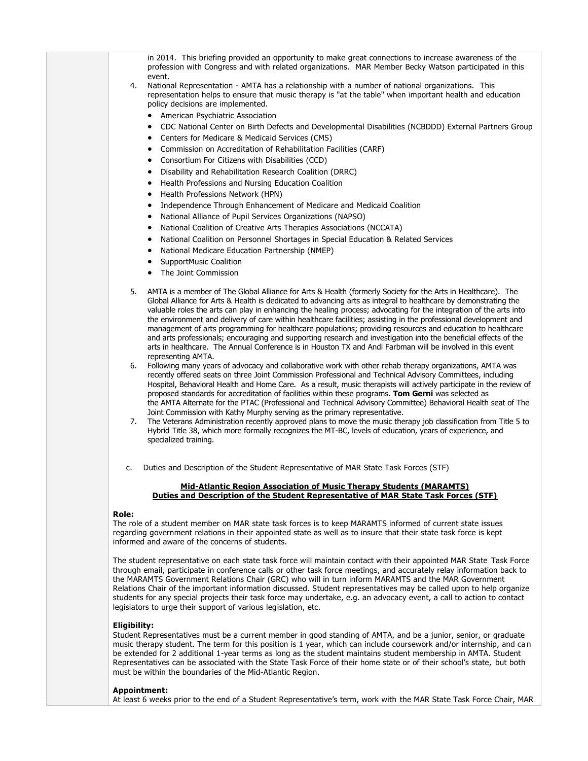in 2014. This briefing provided an opportunity to make great connections to increase awareness of the profession with Congress and with related organizations. MAR Member Becky Watson participated in this event.

4. National Representation - AMTA has a relationship with a number of national organizations. This representation helps to ensure that music therapy is "at the table" when important health and education policy decisions are implemented.
   - American Psychiatric Association
   - CDC National Center on Birth Defects and Developmental Disabilities (NCBDDD) External Partners Group
   - Centers for Medicare & Medicaid Services (CMS)
   - Commission on Accreditation of Rehabilitation Facilities (CARF)
   - Consortium For Citizens with Disabilities (CCD)
   - Disability and Rehabilitation Research Coalition (DRRC)
   - Health Professions and Nursing Education Coalition
   - Health Professions Network (HPN)
   - Independence Through Enhancement of Medicare and Medicaid Coalition
   - National Alliance of Pupil Services Organizations (NAPSO)
   - National Coalition of Creative Arts Therapies Associations (NCCATA)
   - National Coalition on Personnel Shortages in Special Education & Related Services
   - National Medicare Education Partnership (NMEP)
   - SupportMusic Coalition
   - The Joint Commission

5. AMTA is a member of The Global Alliance for Arts & Health (formerly Society for the Arts in Healthcare). The Global Alliance for Arts & Health is dedicated to advancing arts as integral to healthcare by demonstrating the valuable roles the arts can play in enhancing the healing process; advocating for the integration of the arts into the environment and delivery of care within healthcare facilities; assisting in the professional development and management of arts programming for healthcare populations; providing resources and education to healthcare and arts professionals; encouraging and supporting research and investigation into the beneficial effects of the arts in healthcare. The Annual Conference is in Houston TX and Andi Farbman will be involved in this event representing AMTA.
6. Following many years of advocacy and collaborative work with other rehab therapy organizations, AMTA was recently offered seats on three Joint Commission Professional and Technical Advisory Committees, including Hospital, Behavioral Health and Home Care. As a result, music therapists will actively participate in the review of proposed standards for accreditation of facilities within these programs. **Tom Gerni** was selected as the AMTA Alternate for the PTAC (Professional and Technical Advisory Committee) Behavioral Health seat of The Joint Commission with Kathy Murphy serving as the primary representative.
7. The Veterans Administration recently approved plans to move the music therapy job classification from Title 5 to Hybrid Title 38, which more formally recognizes the MT-BC, levels of education, years of experience, and specialized training.

c. Duties and Description of the Student Representative of MAR State Task Forces (STF)

**Mid-Atlantic Region Association of Music Therapy Students (MARAMTS)**
**Duties and Description of the Student Representative of MAR State Task Forces (STF)**

**Role:**
The role of a student member on MAR state task forces is to keep MARAMTS informed of current state issues regarding government relations in their appointed state as well as to insure that their state task force is kept informed and aware of the concerns of students.

The student representative on each state task force will maintain contact with their appointed MAR State Task Force through email, participate in conference calls or other task force meetings, and accurately relay information back to the MARAMTS Government Relations Chair (GRC) who will in turn inform MARAMTS and the MAR Government Relations Chair of the important information discussed. Student representatives may be called upon to help organize students for any special projects their task force may undertake, e.g. an advocacy event, a call to action to contact legislators to urge their support of various legislation, etc.

**Eligibility:**
Student Representatives must be a current member in good standing of AMTA, and be a junior, senior, or graduate music therapy student. The term for this position is 1 year, which can include coursework and/or internship, and can be extended for 2 additional 1-year terms as long as the student maintains student membership in AMTA. Student Representatives can be associated with the State Task Force of their home state or of their school's state, but both must be within the boundaries of the Mid-Atlantic Region.

**Appointment:**
At least 6 weeks prior to the end of a Student Representative's term, work with the MAR State Task Force Chair, MAR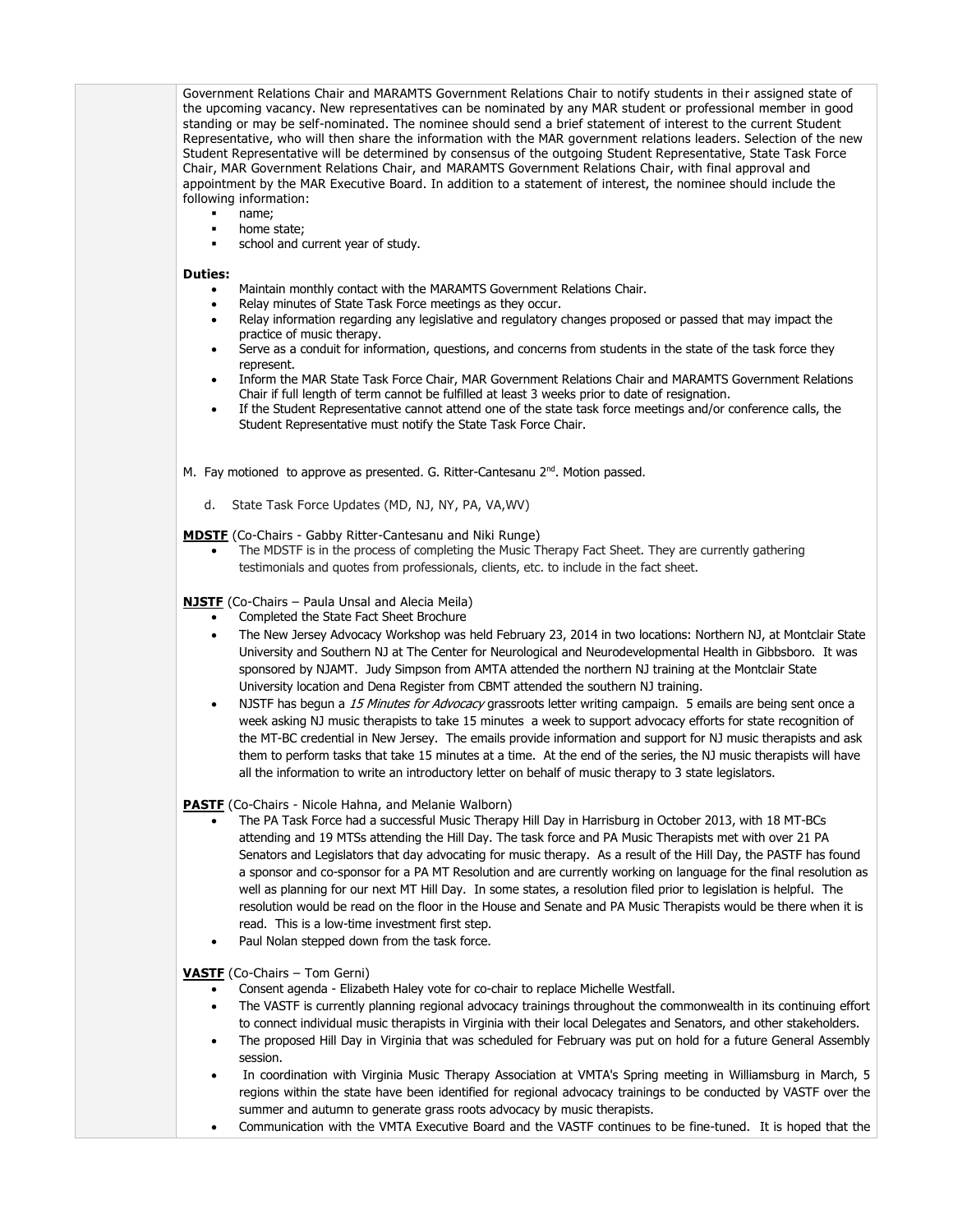Government Relations Chair and MARAMTS Government Relations Chair to notify students in their assigned state of the upcoming vacancy. New representatives can be nominated by any MAR student or professional member in good standing or may be self-nominated. The nominee should send a brief statement of interest to the current Student Representative, who will then share the information with the MAR government relations leaders. Selection of the new Student Representative will be determined by consensus of the outgoing Student Representative, State Task Force Chair, MAR Government Relations Chair, and MARAMTS Government Relations Chair, with final approval and appointment by the MAR Executive Board. In addition to a statement of interest, the nominee should include the following information:

- name;
- home state;
- school and current year of study.

**Duties:**

- Maintain monthly contact with the MARAMTS Government Relations Chair.
- Relay minutes of State Task Force meetings as they occur.
- Relay information regarding any legislative and regulatory changes proposed or passed that may impact the practice of music therapy.
- Serve as a conduit for information, questions, and concerns from students in the state of the task force they represent.
- Inform the MAR State Task Force Chair, MAR Government Relations Chair and MARAMTS Government Relations Chair if full length of term cannot be fulfilled at least 3 weeks prior to date of resignation.
- If the Student Representative cannot attend one of the state task force meetings and/or conference calls, the Student Representative must notify the State Task Force Chair.

M. Fay motioned to approve as presented. G. Ritter-Cantesanu 2nd. Motion passed.

d. State Task Force Updates (MD, NJ, NY, PA, VA,WV)

**MDSTF** (Co-Chairs - Gabby Ritter-Cantesanu and Niki Runge)

- The MDSTF is in the process of completing the Music Therapy Fact Sheet. They are currently gathering testimonials and quotes from professionals, clients, etc. to include in the fact sheet.

**NJSTF** (Co-Chairs – Paula Unsal and Alecia Meila)

- Completed the State Fact Sheet Brochure
- The New Jersey Advocacy Workshop was held February 23, 2014 in two locations: Northern NJ, at Montclair State University and Southern NJ at The Center for Neurological and Neurodevelopmental Health in Gibbsboro. It was sponsored by NJAMT. Judy Simpson from AMTA attended the northern NJ training at the Montclair State University location and Dena Register from CBMT attended the southern NJ training.
- NJSTF has begun a *15 Minutes for Advocacy* grassroots letter writing campaign. 5 emails are being sent once a week asking NJ music therapists to take 15 minutes a week to support advocacy efforts for state recognition of the MT-BC credential in New Jersey. The emails provide information and support for NJ music therapists and ask them to perform tasks that take 15 minutes at a time. At the end of the series, the NJ music therapists will have all the information to write an introductory letter on behalf of music therapy to 3 state legislators.

**PASTF** (Co-Chairs - Nicole Hahna, and Melanie Walborn)

- The PA Task Force had a successful Music Therapy Hill Day in Harrisburg in October 2013, with 18 MT-BCs attending and 19 MTSs attending the Hill Day. The task force and PA Music Therapists met with over 21 PA Senators and Legislators that day advocating for music therapy. As a result of the Hill Day, the PASTF has found a sponsor and co-sponsor for a PA MT Resolution and are currently working on language for the final resolution as well as planning for our next MT Hill Day. In some states, a resolution filed prior to legislation is helpful. The resolution would be read on the floor in the House and Senate and PA Music Therapists would be there when it is read. This is a low-time investment first step.
- Paul Nolan stepped down from the task force.

**VASTF** (Co-Chairs – Tom Gerni)

- Consent agenda - Elizabeth Haley vote for co-chair to replace Michelle Westfall.
- The VASTF is currently planning regional advocacy trainings throughout the commonwealth in its continuing effort to connect individual music therapists in Virginia with their local Delegates and Senators, and other stakeholders.
- The proposed Hill Day in Virginia that was scheduled for February was put on hold for a future General Assembly session.
- In coordination with Virginia Music Therapy Association at VMTA's Spring meeting in Williamsburg in March, 5 regions within the state have been identified for regional advocacy trainings to be conducted by VASTF over the summer and autumn to generate grass roots advocacy by music therapists.
- Communication with the VMTA Executive Board and the VASTF continues to be fine-tuned. It is hoped that the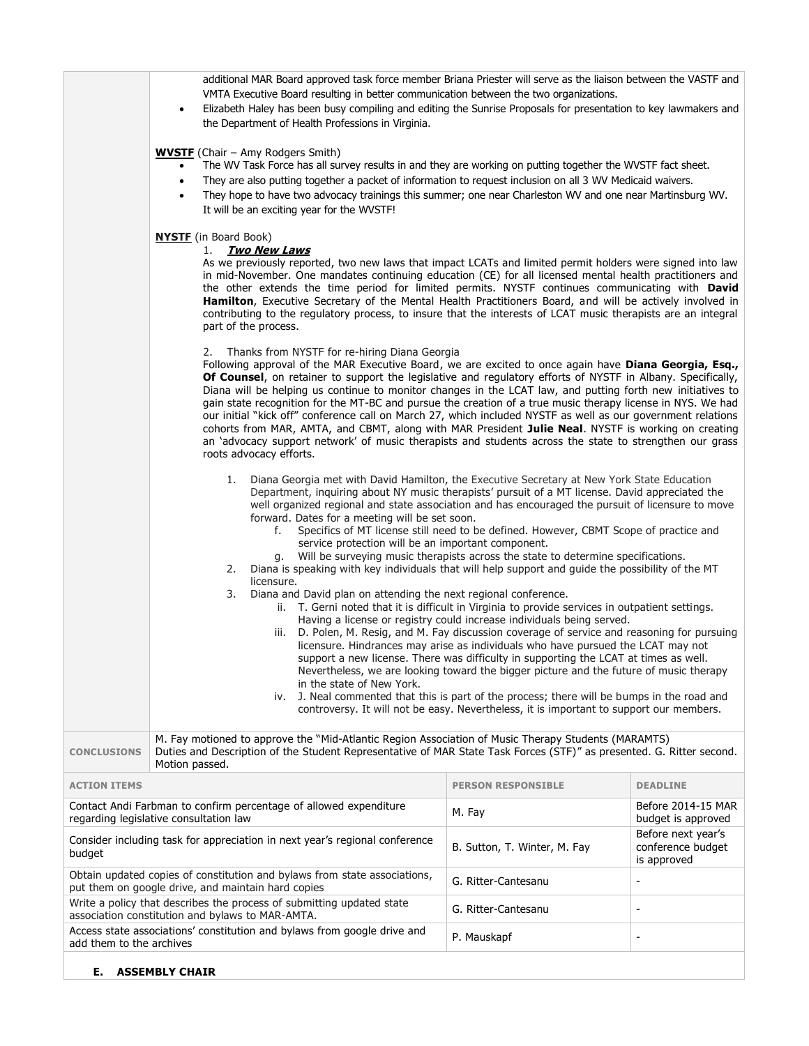additional MAR Board approved task force member Briana Priester will serve as the liaison between the VASTF and VMTA Executive Board resulting in better communication between the two organizations.

- Elizabeth Haley has been busy compiling and editing the Sunrise Proposals for presentation to key lawmakers and the Department of Health Professions in Virginia.

**WVSTF** (Chair – Amy Rodgers Smith)

- The WV Task Force has all survey results in and they are working on putting together the WVSTF fact sheet.
- They are also putting together a packet of information to request inclusion on all 3 WV Medicaid waivers.
- They hope to have two advocacy trainings this summer; one near Charleston WV and one near Martinsburg WV. It will be an exciting year for the WVSTF!

**NYSTF** (in Board Book)

1. ***Two New Laws***

As we previously reported, two new laws that impact LCATs and limited permit holders were signed into law in mid-November. One mandates continuing education (CE) for all licensed mental health practitioners and the other extends the time period for limited permits. NYSTF continues communicating with **David Hamilton**, Executive Secretary of the Mental Health Practitioners Board, and will be actively involved in contributing to the regulatory process, to insure that the interests of LCAT music therapists are an integral part of the process.

2. Thanks from NYSTF for re-hiring Diana Georgia

Following approval of the MAR Executive Board, we are excited to once again have **Diana Georgia, Esq., Of Counsel**, on retainer to support the legislative and regulatory efforts of NYSTF in Albany. Specifically, Diana will be helping us continue to monitor changes in the LCAT law, and putting forth new initiatives to gain state recognition for the MT-BC and pursue the creation of a true music therapy license in NYS. We had our initial "kick off" conference call on March 27, which included NYSTF as well as our government relations cohorts from MAR, AMTA, and CBMT, along with MAR President **Julie Neal**. NYSTF is working on creating an 'advocacy support network' of music therapists and students across the state to strengthen our grass roots advocacy efforts.

1. Diana Georgia met with David Hamilton, the Executive Secretary at New York State Education Department, inquiring about NY music therapists' pursuit of a MT license. David appreciated the well organized regional and state association and has encouraged the pursuit of licensure to move forward. Dates for a meeting will be set soon.
   - f. Specifics of MT license still need to be defined. However, CBMT Scope of practice and service protection will be an important component.
   - g. Will be surveying music therapists across the state to determine specifications.
2. Diana is speaking with key individuals that will help support and guide the possibility of the MT licensure.
3. Diana and David plan on attending the next regional conference.
   - ii. T. Gerni noted that it is difficult in Virginia to provide services in outpatient settings. Having a license or registry could increase individuals being served.
   - iii. D. Polen, M. Resig, and M. Fay discussion coverage of service and reasoning for pursuing licensure. Hindrances may arise as individuals who have pursued the LCAT may not support a new license. There was difficulty in supporting the LCAT at times as well. Nevertheless, we are looking toward the bigger picture and the future of music therapy in the state of New York.
   - iv. J. Neal commented that this is part of the process; there will be bumps in the road and controversy. It will not be easy. Nevertheless, it is important to support our members.

**CONCLUSIONS**

M. Fay motioned to approve the "Mid-Atlantic Region Association of Music Therapy Students (MARAMTS) Duties and Description of the Student Representative of MAR State Task Forces (STF)" as presented. G. Ritter second. Motion passed.

| ACTION ITEMS | PERSON RESPONSIBLE | DEADLINE |
|---|---|---|
| Contact Andi Farbman to confirm percentage of allowed expenditure regarding legislative consultation law | M. Fay | Before 2014-15 MAR budget is approved |
| Consider including task for appreciation in next year's regional conference budget | B. Sutton, T. Winter, M. Fay | Before next year's conference budget is approved |
| Obtain updated copies of constitution and bylaws from state associations, put them on google drive, and maintain hard copies | G. Ritter-Cantesanu | - |
| Write a policy that describes the process of submitting updated state association constitution and bylaws to MAR-AMTA. | G. Ritter-Cantesanu | - |
| Access state associations' constitution and bylaws from google drive and add them to the archives | P. Mauskapf | - |

**E. ASSEMBLY CHAIR**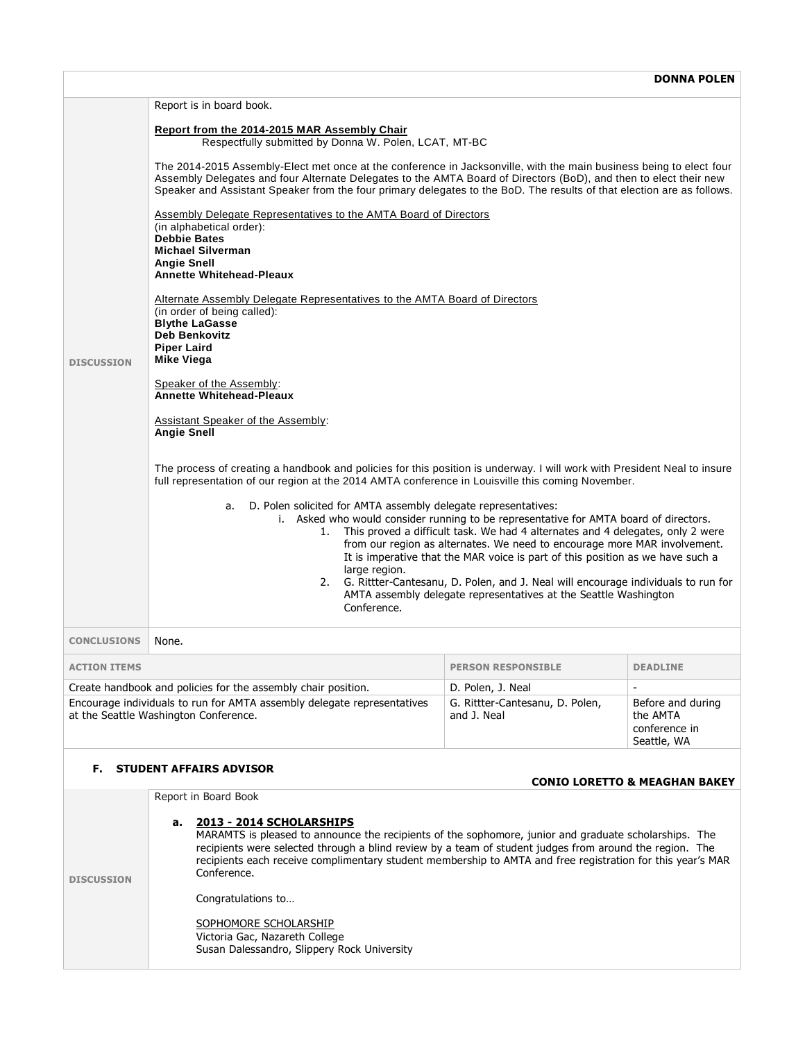**DONNA POLEN**

**DISCUSSION**

Report is in board book.

**Report from the 2014-2015 MAR Assembly Chair**
Respectfully submitted by Donna W. Polen, LCAT, MT-BC

The 2014-2015 Assembly-Elect met once at the conference in Jacksonville, with the main business being to elect four Assembly Delegates and four Alternate Delegates to the AMTA Board of Directors (BoD), and then to elect their new Speaker and Assistant Speaker from the four primary delegates to the BoD. The results of that election are as follows.

Assembly Delegate Representatives to the AMTA Board of Directors
(in alphabetical order):
**Debbie Bates**
**Michael Silverman**
**Angie Snell**
**Annette Whitehead-Pleaux**

Alternate Assembly Delegate Representatives to the AMTA Board of Directors
(in order of being called):
**Blythe LaGasse**
**Deb Benkovitz**
**Piper Laird**
**Mike Viega**

Speaker of the Assembly:
**Annette Whitehead-Pleaux**

Assistant Speaker of the Assembly:
**Angie Snell**

The process of creating a handbook and policies for this position is underway. I will work with President Neal to insure full representation of our region at the 2014 AMTA conference in Louisville this coming November.

a. D. Polen solicited for AMTA assembly delegate representatives:
   i. Asked who would consider running to be representative for AMTA board of directors.
      1. This proved a difficult task. We had 4 alternates and 4 delegates, only 2 were from our region as alternates. We need to encourage more MAR involvement. It is imperative that the MAR voice is part of this position as we have such a large region.
      2. G. Rittter-Cantesanu, D. Polen, and J. Neal will encourage individuals to run for AMTA assembly delegate representatives at the Seattle Washington Conference.

**CONCLUSIONS** None.

| ACTION ITEMS | PERSON RESPONSIBLE | DEADLINE |
|---|---|---|
| Create handbook and policies for the assembly chair position. | D. Polen, J. Neal | - |
| Encourage individuals to run for AMTA assembly delegate representatives at the Seattle Washington Conference. | G. Rittter-Cantesanu, D. Polen, and J. Neal | Before and during the AMTA conference in Seattle, WA |

## F. STUDENT AFFAIRS ADVISOR

**CONIO LORETTO & MEAGHAN BAKEY**

**DISCUSSION**

Report in Board Book

**a. 2013 - 2014 SCHOLARSHIPS**

MARAMTS is pleased to announce the recipients of the sophomore, junior and graduate scholarships. The recipients were selected through a blind review by a team of student judges from around the region. The recipients each receive complimentary student membership to AMTA and free registration for this year's MAR Conference.

Congratulations to…

SOPHOMORE SCHOLARSHIP
Victoria Gac, Nazareth College
Susan Dalessandro, Slippery Rock University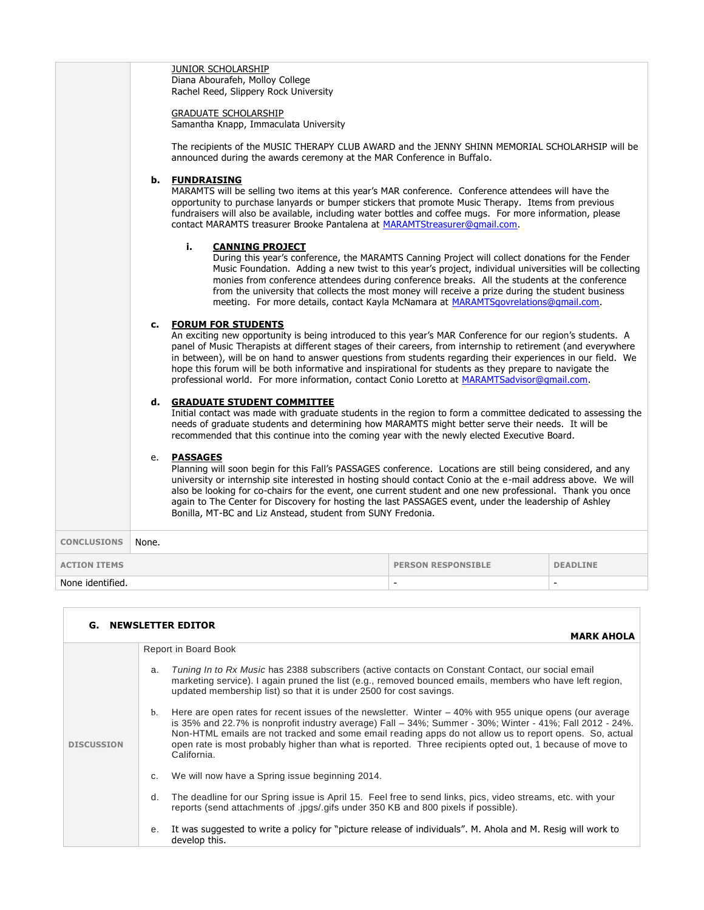JUNIOR SCHOLARSHIP
Diana Abourafeh, Molloy College
Rachel Reed, Slippery Rock University

GRADUATE SCHOLARSHIP
Samantha Knapp, Immaculata University

The recipients of the MUSIC THERAPY CLUB AWARD and the JENNY SHINN MEMORIAL SCHOLARHSIP will be announced during the awards ceremony at the MAR Conference in Buffalo.

**b. FUNDRAISING**
MARAMTS will be selling two items at this year's MAR conference. Conference attendees will have the opportunity to purchase lanyards or bumper stickers that promote Music Therapy. Items from previous fundraisers will also be available, including water bottles and coffee mugs. For more information, please contact MARAMTS treasurer Brooke Pantalena at MARAMTStreasurer@gmail.com.

**i. CANNING PROJECT**
During this year's conference, the MARAMTS Canning Project will collect donations for the Fender Music Foundation. Adding a new twist to this year's project, individual universities will be collecting monies from conference attendees during conference breaks. All the students at the conference from the university that collects the most money will receive a prize during the student business meeting. For more details, contact Kayla McNamara at MARAMTSgovrelations@gmail.com.

**c. FORUM FOR STUDENTS**
An exciting new opportunity is being introduced to this year's MAR Conference for our region's students. A panel of Music Therapists at different stages of their careers, from internship to retirement (and everywhere in between), will be on hand to answer questions from students regarding their experiences in our field. We hope this forum will be both informative and inspirational for students as they prepare to navigate the professional world. For more information, contact Conio Loretto at MARAMTSadvisor@gmail.com.

**d. GRADUATE STUDENT COMMITTEE**
Initial contact was made with graduate students in the region to form a committee dedicated to assessing the needs of graduate students and determining how MARAMTS might better serve their needs. It will be recommended that this continue into the coming year with the newly elected Executive Board.

e. **PASSAGES**
Planning will soon begin for this Fall's PASSAGES conference. Locations are still being considered, and any university or internship site interested in hosting should contact Conio at the e-mail address above. We will also be looking for co-chairs for the event, one current student and one new professional. Thank you once again to The Center for Discovery for hosting the last PASSAGES event, under the leadership of Ashley Bonilla, MT-BC and Liz Anstead, student from SUNY Fredonia.

| CONCLUSIONS | None. | |
|---|---|---|
| **ACTION ITEMS** | **PERSON RESPONSIBLE** | **DEADLINE** |
| None identified. | - | - |

### G. NEWSLETTER EDITOR

**MARK AHOLA**

**DISCUSSION**

Report in Board Book

a. *Tuning In to Rx Music* has 2388 subscribers (active contacts on Constant Contact, our social email marketing service). I again pruned the list (e.g., removed bounced emails, members who have left region, updated membership list) so that it is under 2500 for cost savings.

b. Here are open rates for recent issues of the newsletter. Winter – 40% with 955 unique opens (our average is 35% and 22.7% is nonprofit industry average) Fall – 34%; Summer - 30%; Winter - 41%; Fall 2012 - 24%. Non-HTML emails are not tracked and some email reading apps do not allow us to report opens. So, actual open rate is most probably higher than what is reported. Three recipients opted out, 1 because of move to California.

c. We will now have a Spring issue beginning 2014.

d. The deadline for our Spring issue is April 15. Feel free to send links, pics, video streams, etc. with your reports (send attachments of .jpgs/.gifs under 350 KB and 800 pixels if possible).

e. It was suggested to write a policy for "picture release of individuals". M. Ahola and M. Resig will work to develop this.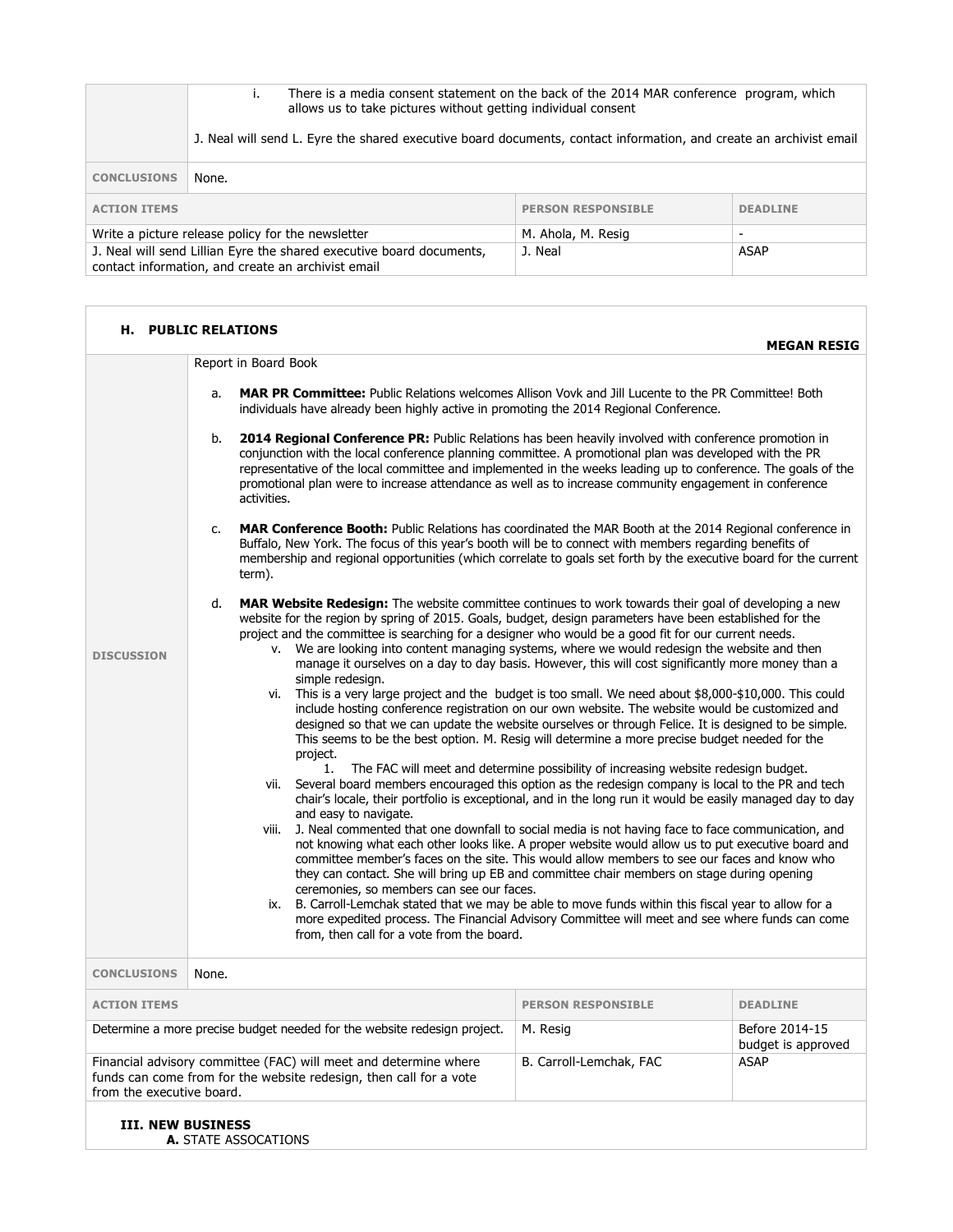|  |  |  |  |
|---|---|---|---|
|  | i. There is a media consent statement on the back of the 2014 MAR conference program, which allows us to take pictures without getting individual consent<br><br>J. Neal will send L. Eyre the shared executive board documents, contact information, and create an archivist email | | |
| **CONCLUSIONS** | None. | | |
| **ACTION ITEMS** | | **PERSON RESPONSIBLE** | **DEADLINE** |
| Write a picture release policy for the newsletter | | M. Ahola, M. Resig | - |
| J. Neal will send Lillian Eyre the shared executive board documents, contact information, and create an archivist email | | J. Neal | ASAP |

**H. PUBLIC RELATIONS** — **MEGAN RESIG**

**DISCUSSION**

Report in Board Book

a. **MAR PR Committee:** Public Relations welcomes Allison Vovk and Jill Lucente to the PR Committee! Both individuals have already been highly active in promoting the 2014 Regional Conference.

b. **2014 Regional Conference PR:** Public Relations has been heavily involved with conference promotion in conjunction with the local conference planning committee. A promotional plan was developed with the PR representative of the local committee and implemented in the weeks leading up to conference. The goals of the promotional plan were to increase attendance as well as to increase community engagement in conference activities.

c. **MAR Conference Booth:** Public Relations has coordinated the MAR Booth at the 2014 Regional conference in Buffalo, New York. The focus of this year's booth will be to connect with members regarding benefits of membership and regional opportunities (which correlate to goals set forth by the executive board for the current term).

d. **MAR Website Redesign:** The website committee continues to work towards their goal of developing a new website for the region by spring of 2015. Goals, budget, design parameters have been established for the project and the committee is searching for a designer who would be a good fit for our current needs.

   v. We are looking into content managing systems, where we would redesign the website and then manage it ourselves on a day to day basis. However, this will cost significantly more money than a simple redesign.

   vi. This is a very large project and the budget is too small. We need about $8,000-$10,000. This could include hosting conference registration on our own website. The website would be customized and designed so that we can update the website ourselves or through Felice. It is designed to be simple. This seems to be the best option. M. Resig will determine a more precise budget needed for the project.

      1. The FAC will meet and determine possibility of increasing website redesign budget.

   vii. Several board members encouraged this option as the redesign company is local to the PR and tech chair's locale, their portfolio is exceptional, and in the long run it would be easily managed day to day and easy to navigate.

   viii. J. Neal commented that one downfall to social media is not having face to face communication, and not knowing what each other looks like. A proper website would allow us to put executive board and committee member's faces on the site. This would allow members to see our faces and know who they can contact. She will bring up EB and committee chair members on stage during opening ceremonies, so members can see our faces.

   ix. B. Carroll-Lemchak stated that we may be able to move funds within this fiscal year to allow for a more expedited process. The Financial Advisory Committee will meet and see where funds can come from, then call for a vote from the board.

**CONCLUSIONS** None.

| ACTION ITEMS | PERSON RESPONSIBLE | DEADLINE |
|---|---|---|
| Determine a more precise budget needed for the website redesign project. | M. Resig | Before 2014-15 budget is approved |
| Financial advisory committee (FAC) will meet and determine where funds can come from for the website redesign, then call for a vote from the executive board. | B. Carroll-Lemchak, FAC | ASAP |

**III. NEW BUSINESS**

**A.** STATE ASSOCATIONS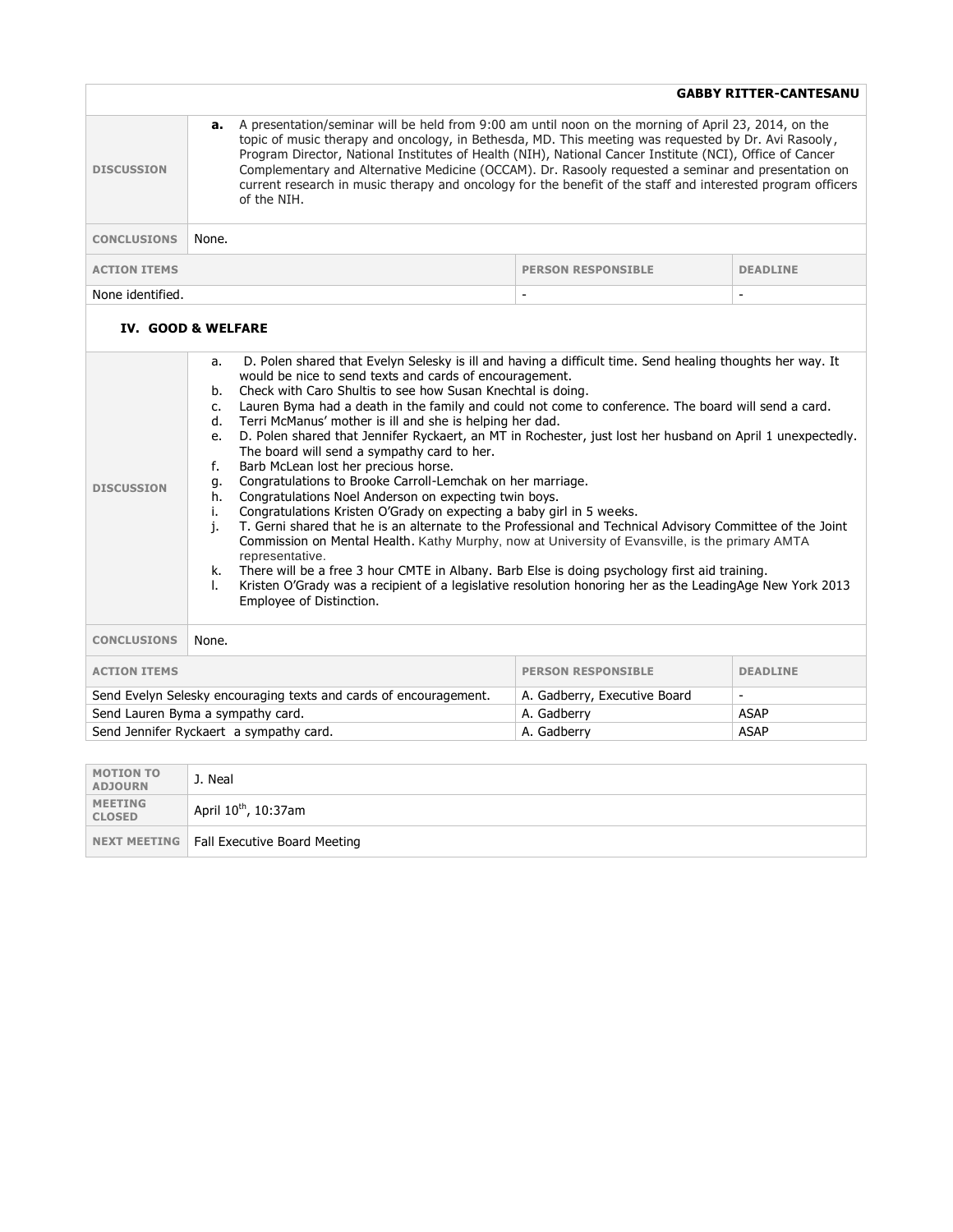**GABBY RITTER-CANTESANU**

| | |
|---|---|
| **DISCUSSION** | **a.** A presentation/seminar will be held from 9:00 am until noon on the morning of April 23, 2014, on the topic of music therapy and oncology, in Bethesda, MD. This meeting was requested by Dr. Avi Rasooly, Program Director, National Institutes of Health (NIH), National Cancer Institute (NCI), Office of Cancer Complementary and Alternative Medicine (OCCAM). Dr. Rasooly requested a seminar and presentation on current research in music therapy and oncology for the benefit of the staff and interested program officers of the NIH. |
| **CONCLUSIONS** | None. |

| ACTION ITEMS | PERSON RESPONSIBLE | DEADLINE |
|---|---|---|
| None identified. | - | - |

### IV. GOOD & WELFARE

| | |
|---|---|
| **DISCUSSION** | a. D. Polen shared that Evelyn Selesky is ill and having a difficult time. Send healing thoughts her way. It would be nice to send texts and cards of encouragement.<br>b. Check with Caro Shultis to see how Susan Knechtal is doing.<br>c. Lauren Byma had a death in the family and could not come to conference. The board will send a card.<br>d. Terri McManus' mother is ill and she is helping her dad.<br>e. D. Polen shared that Jennifer Ryckaert, an MT in Rochester, just lost her husband on April 1 unexpectedly. The board will send a sympathy card to her.<br>f. Barb McLean lost her precious horse.<br>g. Congratulations to Brooke Carroll-Lemchak on her marriage.<br>h. Congratulations Noel Anderson on expecting twin boys.<br>i. Congratulations Kristen O'Grady on expecting a baby girl in 5 weeks.<br>j. T. Gerni shared that he is an alternate to the Professional and Technical Advisory Committee of the Joint Commission on Mental Health. Kathy Murphy, now at University of Evansville, is the primary AMTA representative.<br>k. There will be a free 3 hour CMTE in Albany. Barb Else is doing psychology first aid training.<br>l. Kristen O'Grady was a recipient of a legislative resolution honoring her as the LeadingAge New York 2013 Employee of Distinction. |
| **CONCLUSIONS** | None. |

| ACTION ITEMS | PERSON RESPONSIBLE | DEADLINE |
|---|---|---|
| Send Evelyn Selesky encouraging texts and cards of encouragement. | A. Gadberry, Executive Board | - |
| Send Lauren Byma a sympathy card. | A. Gadberry | ASAP |
| Send Jennifer Ryckaert a sympathy card. | A. Gadberry | ASAP |

| | |
|---|---|
| **MOTION TO ADJOURN** | J. Neal |
| **MEETING CLOSED** | April 10th, 10:37am |
| **NEXT MEETING** | Fall Executive Board Meeting |